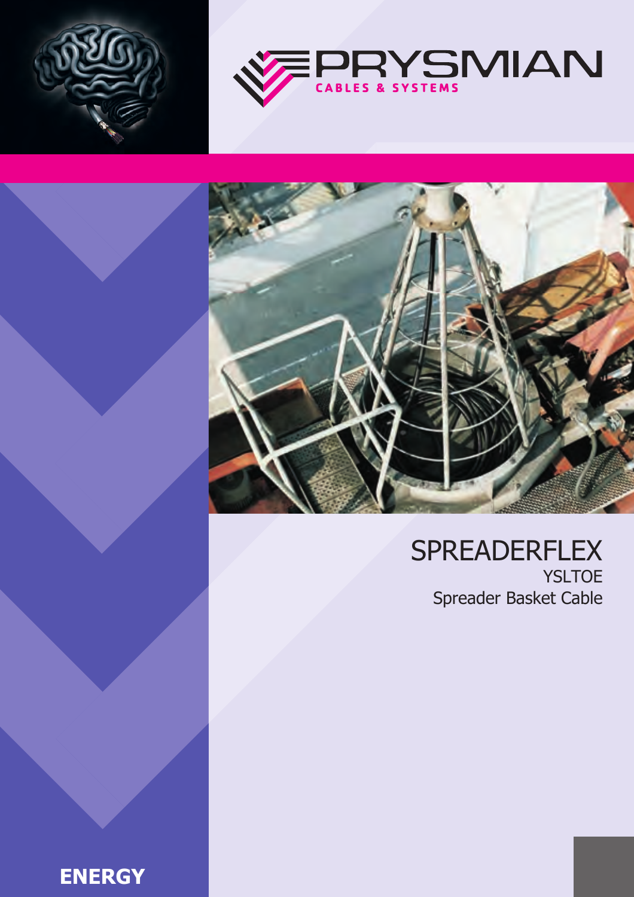PRYSMIAN
CABLES & SYSTEMS

# SPREADERFLEX

## YSLTOE

## Spreader Basket Cable

**ENERGY**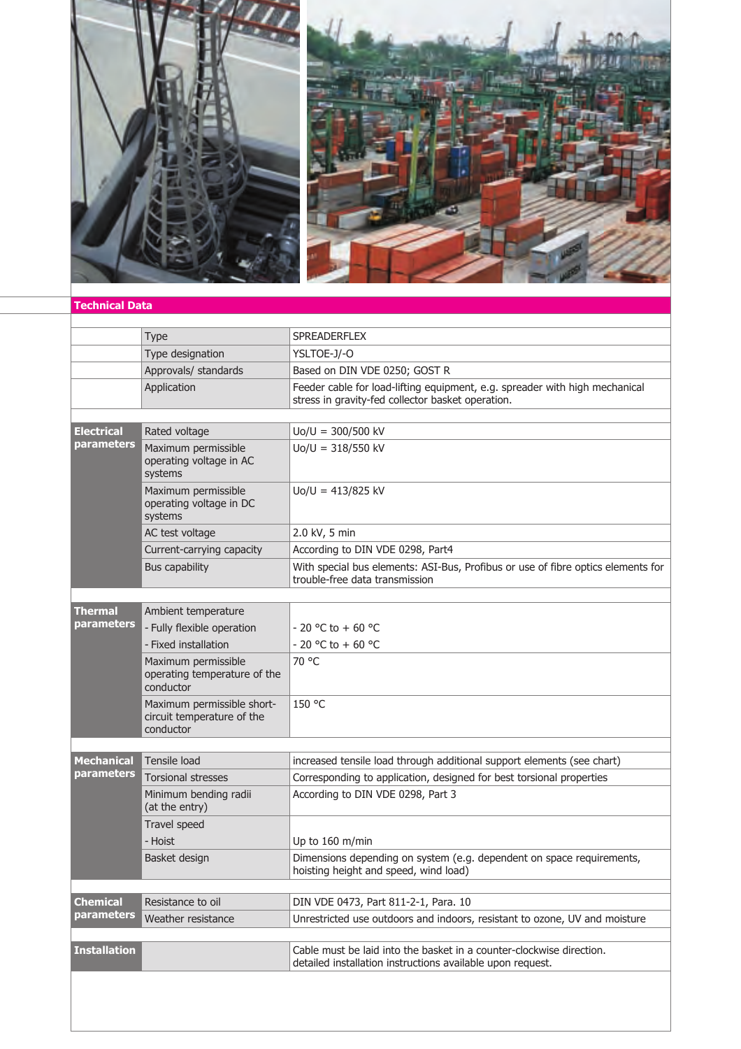## Technical Data

| | | |
|---|---|---|
| | Type | SPREADERFLEX |
| | Type designation | YSLTOE-J/-O |
| | Approvals/ standards | Based on DIN VDE 0250; GOST R |
| | Application | Feeder cable for load-lifting equipment, e.g. spreader with high mechanical stress in gravity-fed collector basket operation. |
| **Electrical parameters** | Rated voltage | Uo/U = 300/500 kV |
| | Maximum permissible operating voltage in AC systems | Uo/U = 318/550 kV |
| | Maximum permissible operating voltage in DC systems | Uo/U = 413/825 kV |
| | AC test voltage | 2.0 kV, 5 min |
| | Current-carrying capacity | According to DIN VDE 0298, Part4 |
| | Bus capability | With special bus elements: ASI-Bus, Profibus or use of fibre optics elements for trouble-free data transmission |
| **Thermal parameters** | Ambient temperature | |
| | - Fully flexible operation | - 20 °C to + 60 °C |
| | - Fixed installation | - 20 °C to + 60 °C |
| | Maximum permissible operating temperature of the conductor | 70 °C |
| | Maximum permissible short-circuit temperature of the conductor | 150 °C |
| **Mechanical parameters** | Tensile load | increased tensile load through additional support elements (see chart) |
| | Torsional stresses | Corresponding to application, designed for best torsional properties |
| | Minimum bending radii (at the entry) | According to DIN VDE 0298, Part 3 |
| | Travel speed | |
| | - Hoist | Up to 160 m/min |
| | Basket design | Dimensions depending on system (e.g. dependent on space requirements, hoisting height and speed, wind load) |
| **Chemical parameters** | Resistance to oil | DIN VDE 0473, Part 811-2-1, Para. 10 |
| | Weather resistance | Unrestricted use outdoors and indoors, resistant to ozone, UV and moisture |
| **Installation** | | Cable must be laid into the basket in a counter-clockwise direction. detailed installation instructions available upon request. |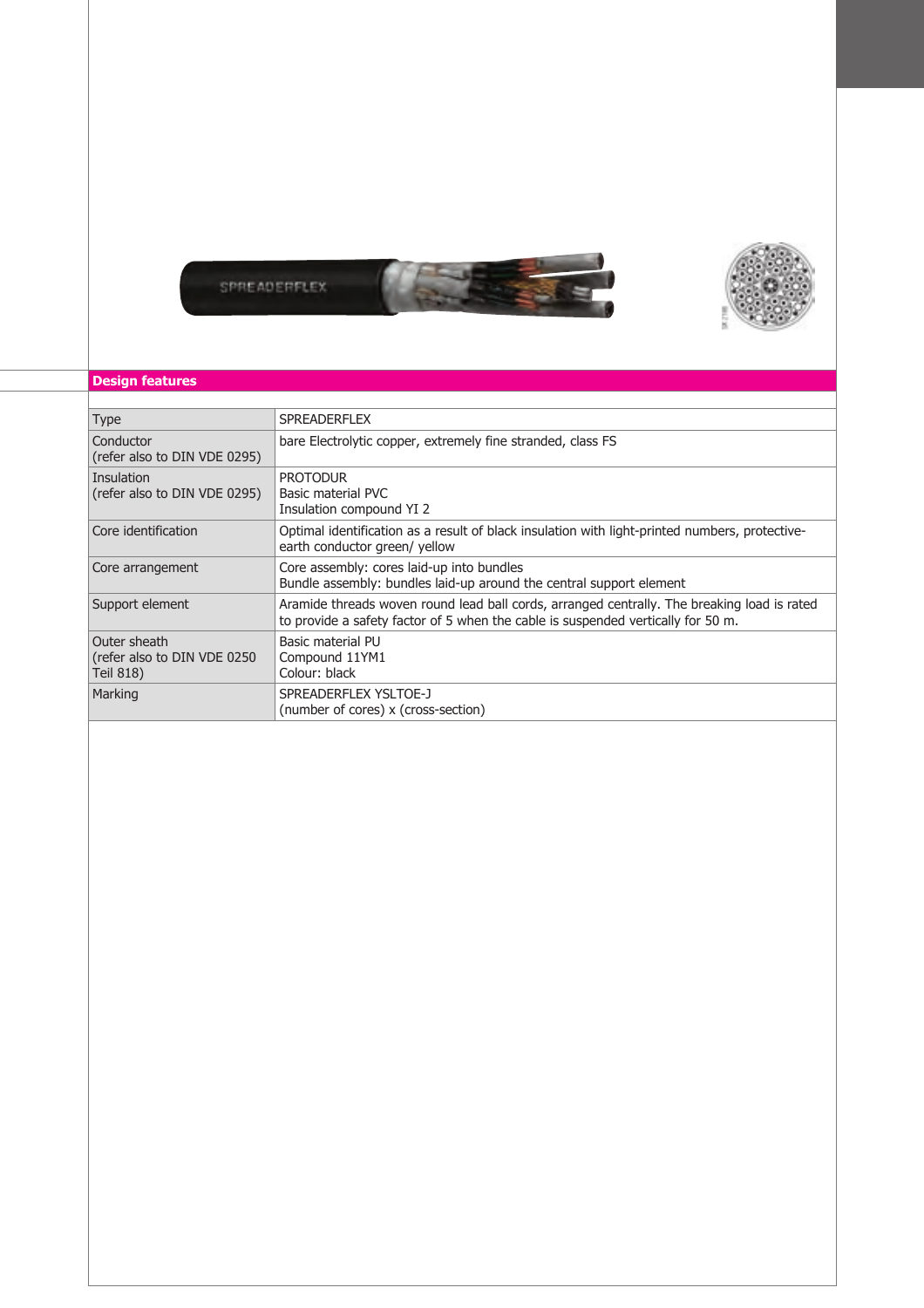## Design features

| Type | SPREADERFLEX |
|---|---|
| Conductor (refer also to DIN VDE 0295) | bare Electrolytic copper, extremely fine stranded, class FS |
| Insulation (refer also to DIN VDE 0295) | PROTODUR<br>Basic material PVC<br>Insulation compound YI 2 |
| Core identification | Optimal identification as a result of black insulation with light-printed numbers, protective-earth conductor green/ yellow |
| Core arrangement | Core assembly: cores laid-up into bundles<br>Bundle assembly: bundles laid-up around the central support element |
| Support element | Aramide threads woven round lead ball cords, arranged centrally. The breaking load is rated to provide a safety factor of 5 when the cable is suspended vertically for 50 m. |
| Outer sheath (refer also to DIN VDE 0250 Teil 818) | Basic material PU<br>Compound 11YM1<br>Colour: black |
| Marking | SPREADERFLEX YSLTOE-J<br>(number of cores) x (cross-section) |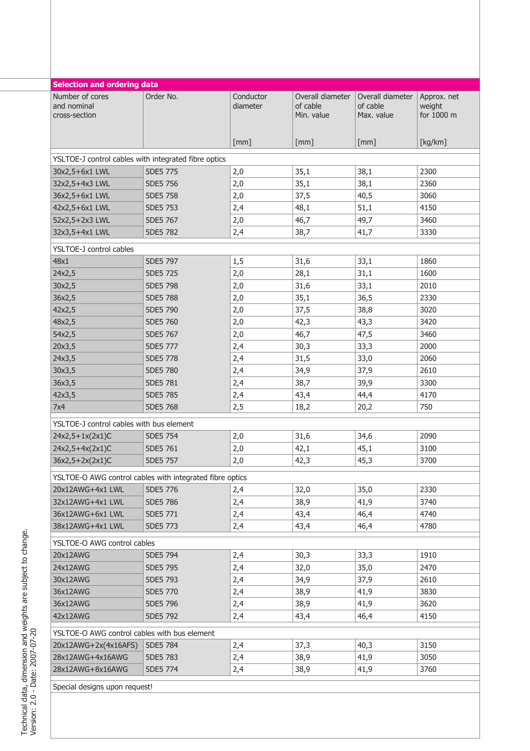## Selection and ordering data

| Number of cores and nominal cross-section | Order No. | Conductor diameter [mm] | Overall diameter of cable Min. value [mm] | Overall diameter of cable Max. value [mm] | Approx. net weight for 1000 m [kg/km] |
|---|---|---|---|---|---|
| **YSLTOE-J control cables with integrated fibre optics** | | | | | |
| 30x2,5+6x1 LWL | 5DE5 775 | 2,0 | 35,1 | 38,1 | 2300 |
| 32x2,5+4x3 LWL | 5DE5 756 | 2,0 | 35,1 | 38,1 | 2360 |
| 36x2,5+6x1 LWL | 5DE5 758 | 2,0 | 37,5 | 40,5 | 3060 |
| 42x2,5+6x1 LWL | 5DE5 753 | 2,4 | 48,1 | 51,1 | 4150 |
| 52x2,5+2x3 LWL | 5DE5 767 | 2,0 | 46,7 | 49,7 | 3460 |
| 32x3,5+4x1 LWL | 5DE5 782 | 2,4 | 38,7 | 41,7 | 3330 |
| **YSLTOE-J control cables** | | | | | |
| 48x1 | 5DE5 797 | 1,5 | 31,6 | 33,1 | 1860 |
| 24x2,5 | 5DE5 725 | 2,0 | 28,1 | 31,1 | 1600 |
| 30x2,5 | 5DE5 798 | 2,0 | 31,6 | 33,1 | 2010 |
| 36x2,5 | 5DE5 788 | 2,0 | 35,1 | 36,5 | 2330 |
| 42x2,5 | 5DE5 790 | 2,0 | 37,5 | 38,8 | 3020 |
| 48x2,5 | 5DE5 760 | 2,0 | 42,3 | 43,3 | 3420 |
| 54x2,5 | 5DE5 767 | 2,0 | 46,7 | 47,5 | 3460 |
| 20x3,5 | 5DE5 777 | 2,4 | 30,3 | 33,3 | 2000 |
| 24x3,5 | 5DE5 778 | 2,4 | 31,5 | 33,0 | 2060 |
| 30x3,5 | 5DE5 780 | 2,4 | 34,9 | 37,9 | 2610 |
| 36x3,5 | 5DE5 781 | 2,4 | 38,7 | 39,9 | 3300 |
| 42x3,5 | 5DE5 785 | 2,4 | 43,4 | 44,4 | 4170 |
| 7x4 | 5DE5 768 | 2,5 | 18,2 | 20,2 | 750 |
| **YSLTOE-J control cables with bus element** | | | | | |
| 24x2,5+1x(2x1)C | 5DE5 754 | 2,0 | 31,6 | 34,6 | 2090 |
| 24x2,5+4x(2x1)C | 5DE5 761 | 2,0 | 42,1 | 45,1 | 3100 |
| 36x2,5+2x(2x1)C | 5DE5 757 | 2,0 | 42,3 | 45,3 | 3700 |
| **YSLTOE-O AWG control cables with integrated fibre optics** | | | | | |
| 20x12AWG+4x1 LWL | 5DE5 776 | 2,4 | 32,0 | 35,0 | 2330 |
| 32x12AWG+4x1 LWL | 5DE5 786 | 2,4 | 38,9 | 41,9 | 3740 |
| 36x12AWG+6x1 LWL | 5DE5 771 | 2,4 | 43,4 | 46,4 | 4740 |
| 38x12AWG+4x1 LWL | 5DE5 773 | 2,4 | 43,4 | 46,4 | 4780 |
| **YSLTOE-O AWG control cables** | | | | | |
| 20x12AWG | 5DE5 794 | 2,4 | 30,3 | 33,3 | 1910 |
| 24x12AWG | 5DE5 795 | 2,4 | 32,0 | 35,0 | 2470 |
| 30x12AWG | 5DE5 793 | 2,4 | 34,9 | 37,9 | 2610 |
| 36x12AWG | 5DE5 770 | 2,4 | 38,9 | 41,9 | 3830 |
| 36x12AWG | 5DE5 796 | 2,4 | 38,9 | 41,9 | 3620 |
| 42x12AWG | 5DE5 792 | 2,4 | 43,4 | 46,4 | 4150 |
| **YSLTOE-O AWG control cables with bus element** | | | | | |
| 20x12AWG+2x(4x16AFS) | 5DE5 784 | 2,4 | 37,3 | 40,3 | 3150 |
| 28x12AWG+4x16AWG | 5DE5 783 | 2,4 | 38,9 | 41,9 | 3050 |
| 28x12AWG+8x16AWG | 5DE5 774 | 2,4 | 38,9 | 41,9 | 3760 |

Special designs upon request!

Technical data, dimension and weights are subject to change.
Version: 2.0 - Date: 2007-07-20